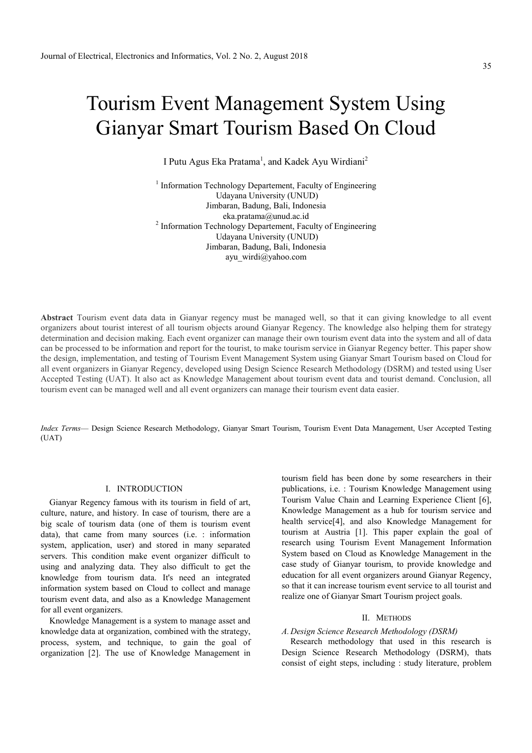# Tourism Event Management System Using Gianyar Smart Tourism Based On Cloud

I Putu Agus Eka Pratama[1], and Kadek Ayu Wirdiani[2]

[1] Information Technology Departement, Faculty of Engineering
Udayana University (UNUD)
Jimbaran, Badung, Bali, Indonesia
eka.pratama@unud.ac.id

[2] Information Technology Departement, Faculty of Engineering
Udayana University (UNUD)
Jimbaran, Badung, Bali, Indonesia
ayu_wirdi@yahoo.com

**Abstract** Tourism event data data in Gianyar regency must be managed well, so that it can giving knowledge to all event organizers about tourist interest of all tourism objects around Gianyar Regency. The knowledge also helping them for strategy determination and decision making. Each event organizer can manage their own tourism event data into the system and all of data can be processed to be information and report for the tourist, to make tourism service in Gianyar Regency better. This paper show the design, implementation, and testing of Tourism Event Management System using Gianyar Smart Tourism based on Cloud for all event organizers in Gianyar Regency, developed using Design Science Research Methodology (DSRM) and tested using User Accepted Testing (UAT). It also act as Knowledge Management about tourism event data and tourist demand. Conclusion, all tourism event can be managed well and all event organizers can manage their tourism event data easier.

*Index Terms*— Design Science Research Methodology, Gianyar Smart Tourism, Tourism Event Data Management, User Accepted Testing (UAT)

## I. INTRODUCTION

Gianyar Regency famous with its tourism in field of art, culture, nature, and history. In case of tourism, there are a big scale of tourism data (one of them is tourism event data), that came from many sources (i.e. : information system, application, user) and stored in many separated servers. This condition make event organizer difficult to using and analyzing data. They also difficult to get the knowledge from tourism data. It's need an integrated information system based on Cloud to collect and manage tourism event data, and also as a Knowledge Management for all event organizers.

Knowledge Management is a system to manage asset and knowledge data at organization, combined with the strategy, process, system, and technique, to gain the goal of organization [2]. The use of Knowledge Management in tourism field has been done by some researchers in their publications, i.e. : Tourism Knowledge Management using Tourism Value Chain and Learning Experience Client [6], Knowledge Management as a hub for tourism service and health service[4], and also Knowledge Management for tourism at Austria [1]. This paper explain the goal of research using Tourism Event Management Information System based on Cloud as Knowledge Management in the case study of Gianyar tourism, to provide knowledge and education for all event organizers around Gianyar Regency, so that it can increase tourism event service to all tourist and realize one of Gianyar Smart Tourism project goals.

## II. METHODS

### *A. Design Science Research Methodology (DSRM)*

Research methodology that used in this research is Design Science Research Methodology (DSRM), thats consist of eight steps, including : study literature, problem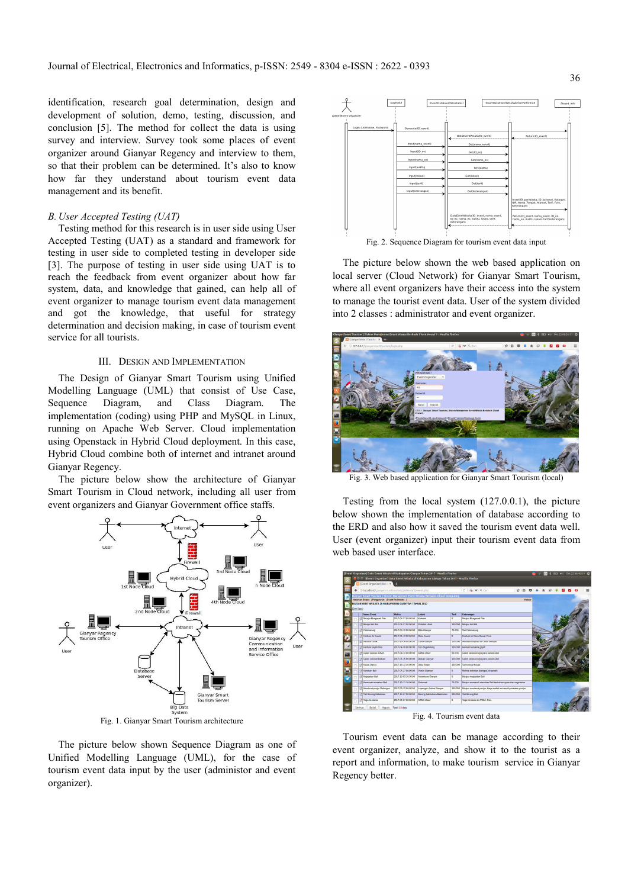identification, research goal determination, design and development of solution, demo, testing, discussion, and conclusion [5]. The method for collect the data is using survey and interview. Survey took some places of event organizer around Gianyar Regency and interview to them, so that their problem can be determined. It's also to know how far they understand about tourism event data management and its benefit.

### *B. User Accepted Testing (UAT)*

Testing method for this research is in user side using User Accepted Testing (UAT) as a standard and framework for testing in user side to completed testing in developer side [3]. The purpose of testing in user side using UAT is to reach the feedback from event organizer about how far system, data, and knowledge that gained, can help all of event organizer to manage tourism event data management and got the knowledge, that useful for strategy determination and decision making, in case of tourism event service for all tourists.

## III. Design and Implementation

The Design of Gianyar Smart Tourism using Unified Modelling Language (UML) that consist of Use Case, Sequence Diagram, and Class Diagram. The implementation (coding) using PHP and MySQL in Linux, running on Apache Web Server. Cloud implementation using Openstack in Hybrid Cloud deployment. In this case, Hybrid Cloud combine both of internet and intranet around Gianyar Regency.

The picture below show the architecture of Gianyar Smart Tourism in Cloud network, including all user from event organizers and Gianyar Government office staffs.

Fig. 1. Gianyar Smart Tourism architecture

The picture below shown Sequence Diagram as one of Unified Modelling Language (UML), for the case of tourism event data input by the user (administor and event organizer).

Fig. 2. Sequence Diagram for tourism event data input

The picture below shown the web based application on local server (Cloud Network) for Gianyar Smart Tourism, where all event organizers have their access into the system to manage the tourist event data. User of the system divided into 2 classes : administrator and event organizer.

Fig. 3. Web based application for Gianyar Smart Tourism (local)

Testing from the local system (127.0.0.1), the picture below shown the implementation of database according to the ERD and also how it saved the tourism event data well. User (event organizer) input their tourism event data from web based user interface.

Fig. 4. Tourism event data

Tourism event data can be manage according to their event organizer, analyze, and show it to the tourist as a report and information, to make tourism service in Gianyar Regency better.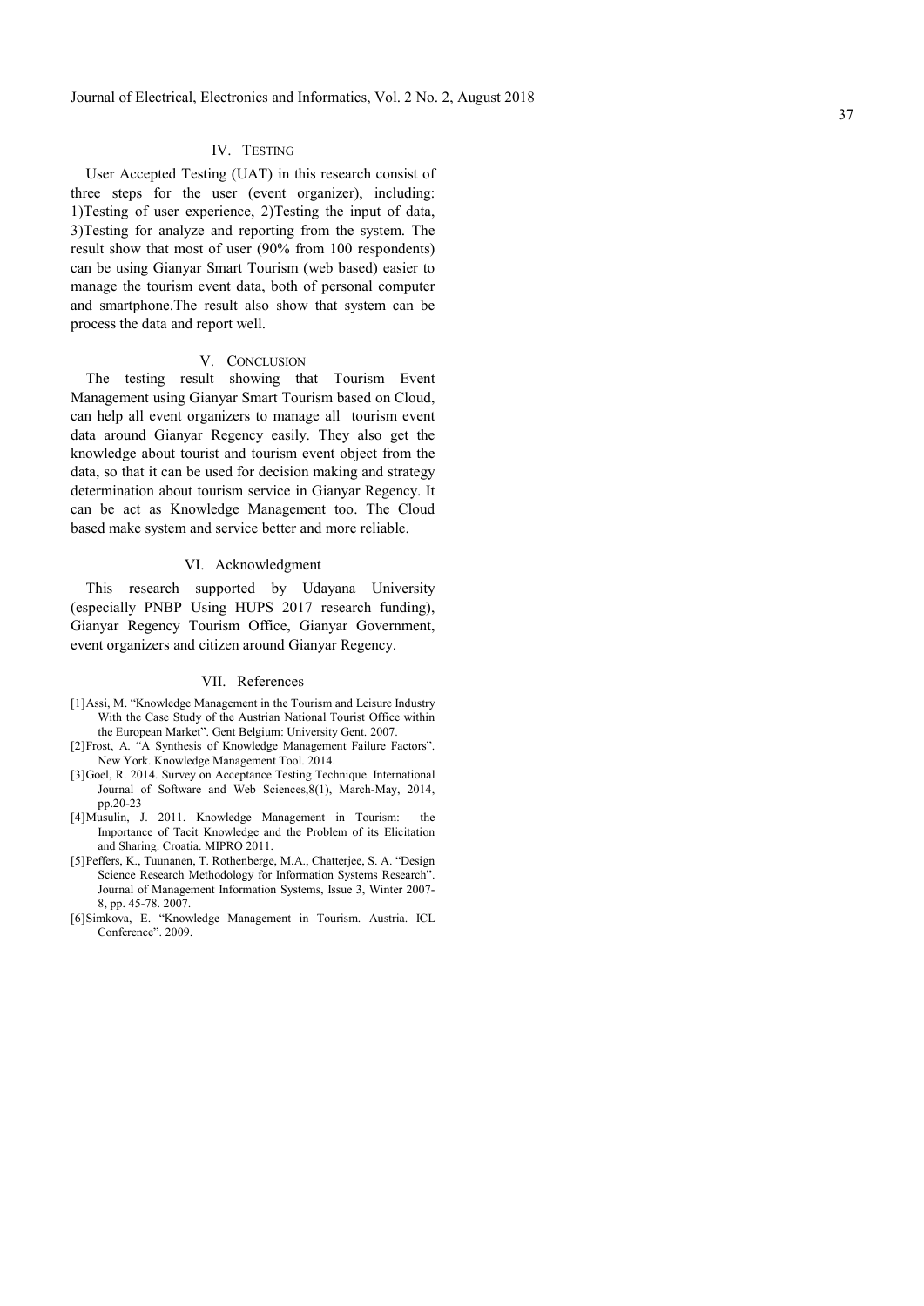## IV. Testing

User Accepted Testing (UAT) in this research consist of three steps for the user (event organizer), including: 1)Testing of user experience, 2)Testing the input of data, 3)Testing for analyze and reporting from the system. The result show that most of user (90% from 100 respondents) can be using Gianyar Smart Tourism (web based) easier to manage the tourism event data, both of personal computer and smartphone.The result also show that system can be process the data and report well.

## V. Conclusion

The testing result showing that Tourism Event Management using Gianyar Smart Tourism based on Cloud, can help all event organizers to manage all tourism event data around Gianyar Regency easily. They also get the knowledge about tourist and tourism event object from the data, so that it can be used for decision making and strategy determination about tourism service in Gianyar Regency. It can be act as Knowledge Management too. The Cloud based make system and service better and more reliable.

## VI. Acknowledgment

This research supported by Udayana University (especially PNBP Using HUPS 2017 research funding), Gianyar Regency Tourism Office, Gianyar Government, event organizers and citizen around Gianyar Regency.

## VII. References

[1] Assi, M. "Knowledge Management in the Tourism and Leisure Industry With the Case Study of the Austrian National Tourist Office within the European Market". Gent Belgium: University Gent. 2007.

[2] Frost, A. "A Synthesis of Knowledge Management Failure Factors". New York. Knowledge Management Tool. 2014.

[3] Goel, R. 2014. Survey on Acceptance Testing Technique. International Journal of Software and Web Sciences,8(1), March-May, 2014, pp.20-23

[4] Musulin, J. 2011. Knowledge Management in Tourism: the Importance of Tacit Knowledge and the Problem of its Elicitation and Sharing. Croatia. MIPRO 2011.

[5] Peffers, K., Tuunanen, T. Rothenberge, M.A., Chatterjee, S. A. "Design Science Research Methodology for Information Systems Research". Journal of Management Information Systems, Issue 3, Winter 2007-8, pp. 45-78. 2007.

[6] Simkova, E. "Knowledge Management in Tourism. Austria. ICL Conference". 2009.